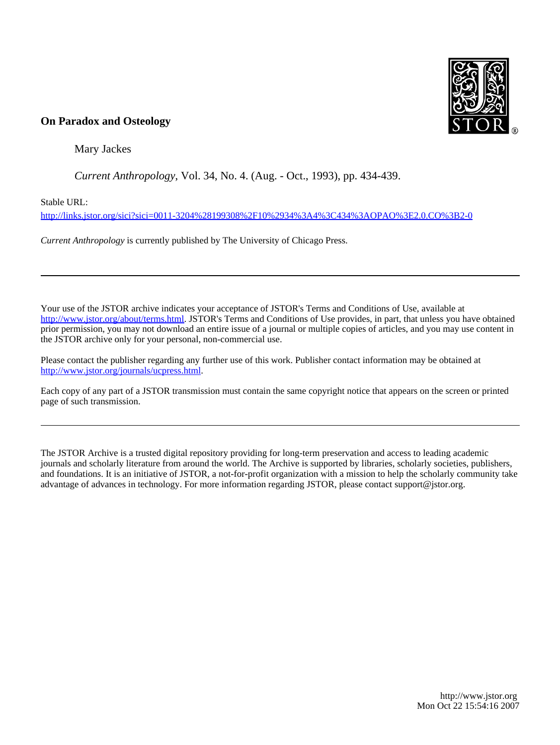**On Paradox and Osteology**

Mary Jackes

*Current Anthropology*, Vol. 34, No. 4. (Aug. - Oct., 1993), pp. 434-439.

Stable URL:

http://links.jstor.org/sici?sici=0011-3204%28199308%2F10%2934%3A4%3C434%3AOPAO%3E2.0.CO%3B2-0

*Current Anthropology* is currently published by The University of Chicago Press.

---

Your use of the JSTOR archive indicates your acceptance of JSTOR's Terms and Conditions of Use, available at http://www.jstor.org/about/terms.html. JSTOR's Terms and Conditions of Use provides, in part, that unless you have obtained prior permission, you may not download an entire issue of a journal or multiple copies of articles, and you may use content in the JSTOR archive only for your personal, non-commercial use.

Please contact the publisher regarding any further use of this work. Publisher contact information may be obtained at http://www.jstor.org/journals/ucpress.html.

Each copy of any part of a JSTOR transmission must contain the same copyright notice that appears on the screen or printed page of such transmission.

---

The JSTOR Archive is a trusted digital repository providing for long-term preservation and access to leading academic journals and scholarly literature from around the world. The Archive is supported by libraries, scholarly societies, publishers, and foundations. It is an initiative of JSTOR, a not-for-profit organization with a mission to help the scholarly community take advantage of advances in technology. For more information regarding JSTOR, please contact support@jstor.org.

http://www.jstor.org
Mon Oct 22 15:54:16 2007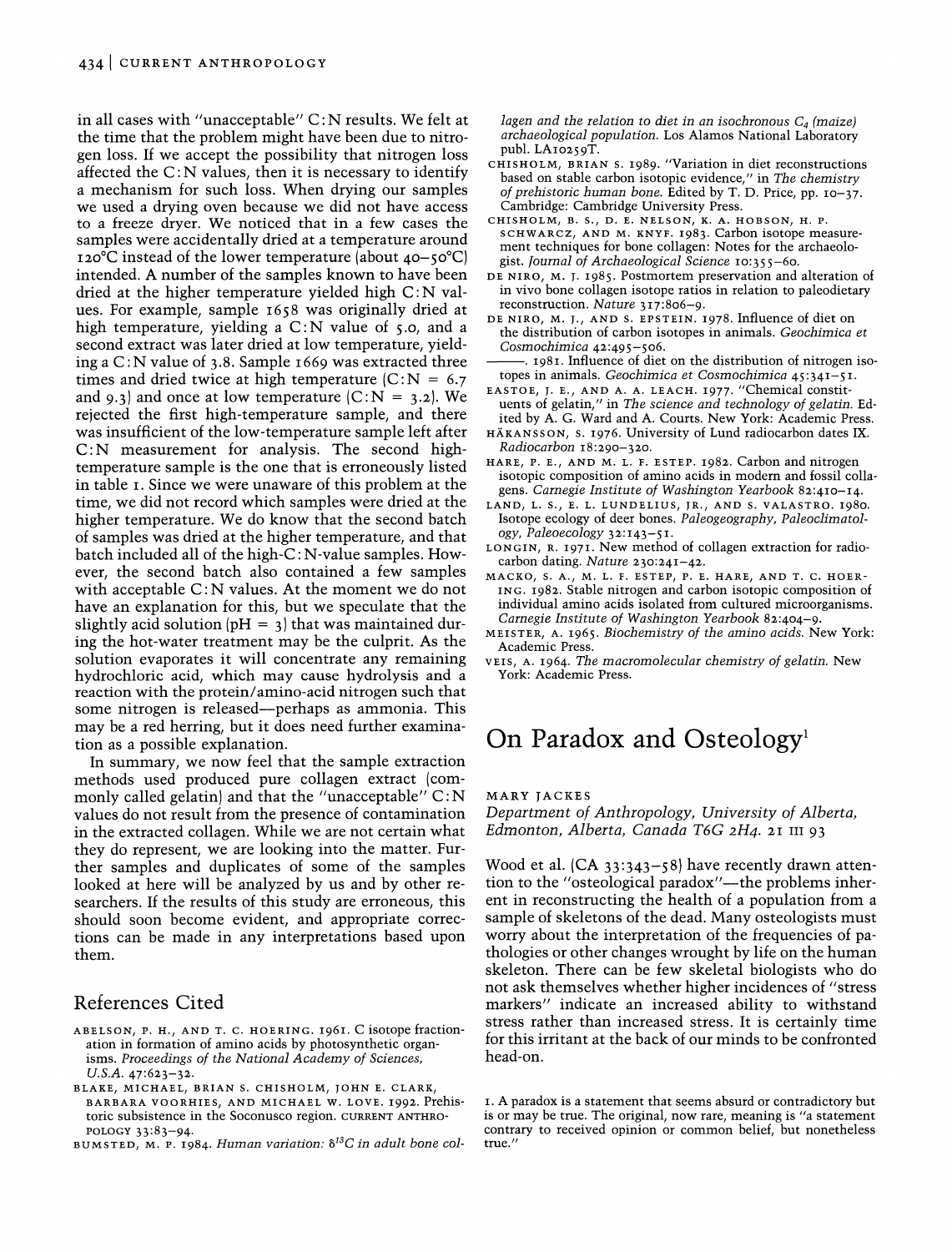in all cases with "unacceptable" C:N results. We felt at the time that the problem might have been due to nitrogen loss. If we accept the possibility that nitrogen loss affected the C:N values, then it is necessary to identify a mechanism for such loss. When drying our samples we used a drying oven because we did not have access to a freeze dryer. We noticed that in a few cases the samples were accidentally dried at a temperature around 120°C instead of the lower temperature (about 40–50°C) intended. A number of the samples known to have been dried at the higher temperature yielded high C:N values. For example, sample 1658 was originally dried at high temperature, yielding a C:N value of 5.0, and a second extract was later dried at low temperature, yielding a C:N value of 3.8. Sample 1669 was extracted three times and dried twice at high temperature (C:N = 6.7 and 9.3) and once at low temperature (C:N = 3.2). We rejected the first high-temperature sample, and there was insufficient of the low-temperature sample left after C:N measurement for analysis. The second high-temperature sample is the one that is erroneously listed in table 1. Since we were unaware of this problem at the time, we did not record which samples were dried at the higher temperature. We do know that the second batch of samples was dried at the higher temperature, and that batch included all of the high-C:N-value samples. However, the second batch also contained a few samples with acceptable C:N values. At the moment we do not have an explanation for this, but we speculate that the slightly acid solution (pH = 3) that was maintained during the hot-water treatment may be the culprit. As the solution evaporates it will concentrate any remaining hydrochloric acid, which may cause hydrolysis and a reaction with the protein/amino-acid nitrogen such that some nitrogen is released—perhaps as ammonia. This may be a red herring, but it does need further examination as a possible explanation.

In summary, we now feel that the sample extraction methods used produced pure collagen extract (commonly called gelatin) and that the "unacceptable" C:N values do not result from the presence of contamination in the extracted collagen. While we are not certain what they do represent, we are looking into the matter. Further samples and duplicates of some of the samples looked at here will be analyzed by us and by other researchers. If the results of this study are erroneous, this should soon become evident, and appropriate corrections can be made in any interpretations based upon them.

## References Cited

ABELSON, P. H., AND T. C. HOERING. 1961. C isotope fractionation in formation of amino acids by photosynthetic organisms. *Proceedings of the National Academy of Sciences, U.S.A.* 47:623–32.

BLAKE, MICHAEL, BRIAN S. CHISHOLM, JOHN E. CLARK, BARBARA VOORHIES, AND MICHAEL W. LOVE. 1992. Prehistoric subsistence in the Soconusco region. CURRENT ANTHROPOLOGY 33:83–94.

BUMSTED, M. P. 1984. *Human variation: $\delta^{13}C$ in adult bone collagen and the relation to diet in an isochronous $C_4$ (maize) archaeological population.* Los Alamos National Laboratory publ. LA10259T.

CHISHOLM, BRIAN S. 1989. "Variation in diet reconstructions based on stable carbon isotopic evidence," in *The chemistry of prehistoric human bone.* Edited by T. D. Price, pp. 10–37. Cambridge: Cambridge University Press.

CHISHOLM, B. S., D. E. NELSON, K. A. HOBSON, H. P. SCHWARCZ, AND M. KNYF. 1983. Carbon isotope measurement techniques for bone collagen: Notes for the archaeologist. *Journal of Archaeological Science* 10:355–60.

DE NIRO, M. J. 1985. Postmortem preservation and alteration of in vivo bone collagen isotope ratios in relation to paleodietary reconstruction. *Nature* 317:806–9.

DE NIRO, M. J., AND S. EPSTEIN. 1978. Influence of diet on the distribution of carbon isotopes in animals. *Geochimica et Cosmochimica* 42:495–506.

———. 1981. Influence of diet on the distribution of nitrogen isotopes in animals. *Geochimica et Cosmochimica* 45:341–51.

EASTOE, J. E., AND A. A. LEACH. 1977. "Chemical constituents of gelatin," in *The science and technology of gelatin.* Edited by A. G. Ward and A. Courts. New York: Academic Press.

HÅKANSSON, S. 1976. University of Lund radiocarbon dates IX. *Radiocarbon* 18:290–320.

HARE, P. E., AND M. L. F. ESTEP. 1982. Carbon and nitrogen isotopic composition of amino acids in modern and fossil collagens. *Carnegie Institute of Washington Yearbook* 82:410–14.

LAND, L. S., E. L. LUNDELIUS, JR., AND S. VALASTRO. 1980. Isotope ecology of deer bones. *Paleogeography, Paleoclimatology, Paleoecology* 32:143–51.

LONGIN, R. 1971. New method of collagen extraction for radiocarbon dating. *Nature* 230:241–42.

MACKO, S. A., M. L. F. ESTEP, P. E. HARE, AND T. C. HOERING. 1982. Stable nitrogen and carbon isotopic composition of individual amino acids isolated from cultured microorganisms. *Carnegie Institute of Washington Yearbook* 82:404–9.

MEISTER, A. 1965. *Biochemistry of the amino acids.* New York: Academic Press.

VEIS, A. 1964. *The macromolecular chemistry of gelatin.* New York: Academic Press.

# On Paradox and Osteology[1]

MARY JACKES

*Department of Anthropology, University of Alberta, Edmonton, Alberta, Canada T6G 2H4. 21 III 93*

Wood et al. (CA 33:343–58) have recently drawn attention to the "osteological paradox"—the problems inherent in reconstructing the health of a population from a sample of skeletons of the dead. Many osteologists must worry about the interpretation of the frequencies of pathologies or other changes wrought by life on the human skeleton. There can be few skeletal biologists who do not ask themselves whether higher incidences of "stress markers" indicate an increased ability to withstand stress rather than increased stress. It is certainly time for this irritant at the back of our minds to be confronted head-on.

1. A paradox is a statement that seems absurd or contradictory but is or may be true. The original, now rare, meaning is "a statement contrary to received opinion or common belief, but nonetheless true."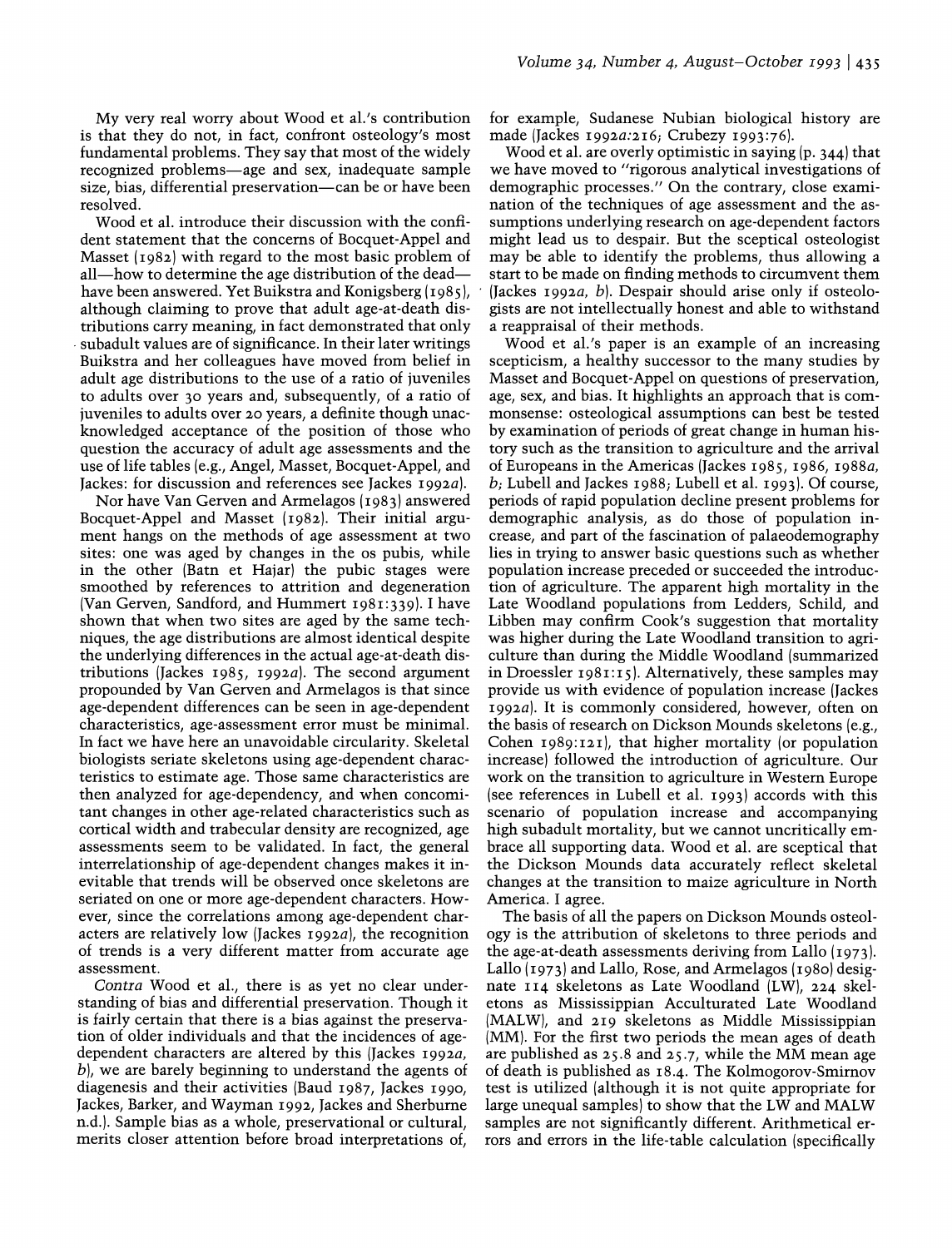My very real worry about Wood et al.'s contribution is that they do not, in fact, confront osteology's most fundamental problems. They say that most of the widely recognized problems—age and sex, inadequate sample size, bias, differential preservation—can be or have been resolved.

Wood et al. introduce their discussion with the confident statement that the concerns of Bocquet-Appel and Masset (1982) with regard to the most basic problem of all—how to determine the age distribution of the dead—have been answered. Yet Buikstra and Konigsberg (1985), although claiming to prove that adult age-at-death distributions carry meaning, in fact demonstrated that only subadult values are of significance. In their later writings Buikstra and her colleagues have moved from belief in adult age distributions to the use of a ratio of juveniles to adults over 30 years and, subsequently, of a ratio of juveniles to adults over 20 years, a definite though unacknowledged acceptance of the position of those who question the accuracy of adult age assessments and the use of life tables (e.g., Angel, Masset, Bocquet-Appel, and Jackes: for discussion and references see Jackes 1992*a*).

Nor have Van Gerven and Armelagos (1983) answered Bocquet-Appel and Masset (1982). Their initial argument hangs on the methods of age assessment at two sites: one was aged by changes in the os pubis, while in the other (Batn et Hajar) the pubic stages were smoothed by references to attrition and degeneration (Van Gerven, Sandford, and Hummert 1981:339). I have shown that when two sites are aged by the same techniques, the age distributions are almost identical despite the underlying differences in the actual age-at-death distributions (Jackes 1985, 1992*a*). The second argument propounded by Van Gerven and Armelagos is that since age-dependent differences can be seen in age-dependent characteristics, age-assessment error must be minimal. In fact we have here an unavoidable circularity. Skeletal biologists seriate skeletons using age-dependent characteristics to estimate age. Those same characteristics are then analyzed for age-dependency, and when concomitant changes in other age-related characteristics such as cortical width and trabecular density are recognized, age assessments seem to be validated. In fact, the general interrelationship of age-dependent changes makes it inevitable that trends will be observed once skeletons are seriated on one or more age-dependent characters. However, since the correlations among age-dependent characters are relatively low (Jackes 1992*a*), the recognition of trends is a very different matter from accurate age assessment.

*Contra* Wood et al., there is as yet no clear understanding of bias and differential preservation. Though it is fairly certain that there is a bias against the preservation of older individuals and that the incidences of age-dependent characters are altered by this (Jackes 1992*a*, *b*), we are barely beginning to understand the agents of diagenesis and their activities (Baud 1987, Jackes 1990, Jackes, Barker, and Wayman 1992, Jackes and Sherburne n.d.). Sample bias as a whole, preservational or cultural, merits closer attention before broad interpretations of, for example, Sudanese Nubian biological history are made (Jackes 1992*a*:216; Crubezy 1993:76).

Wood et al. are overly optimistic in saying (p. 344) that we have moved to "rigorous analytical investigations of demographic processes." On the contrary, close examination of the techniques of age assessment and the assumptions underlying research on age-dependent factors might lead us to despair. But the sceptical osteologist may be able to identify the problems, thus allowing a start to be made on finding methods to circumvent them (Jackes 1992*a*, *b*). Despair should arise only if osteologists are not intellectually honest and able to withstand a reappraisal of their methods.

Wood et al.'s paper is an example of an increasing scepticism, a healthy successor to the many studies by Masset and Bocquet-Appel on questions of preservation, age, sex, and bias. It highlights an approach that is commonsense: osteological assumptions can best be tested by examination of periods of great change in human history such as the transition to agriculture and the arrival of Europeans in the Americas (Jackes 1985, 1986, 1988*a*, *b*; Lubell and Jackes 1988; Lubell et al. 1993). Of course, periods of rapid population decline present problems for demographic analysis, as do those of population increase, and part of the fascination of palaeodemography lies in trying to answer basic questions such as whether population increase preceded or succeeded the introduction of agriculture. The apparent high mortality in the Late Woodland populations from Ledders, Schild, and Libben may confirm Cook's suggestion that mortality was higher during the Late Woodland transition to agriculture than during the Middle Woodland (summarized in Droessler 1981:15). Alternatively, these samples may provide us with evidence of population increase (Jackes 1992*a*). It is commonly considered, however, often on the basis of research on Dickson Mounds skeletons (e.g., Cohen 1989:121), that higher mortality (or population increase) followed the introduction of agriculture. Our work on the transition to agriculture in Western Europe (see references in Lubell et al. 1993) accords with this scenario of population increase and accompanying high subadult mortality, but we cannot uncritically embrace all supporting data. Wood et al. are sceptical that the Dickson Mounds data accurately reflect skeletal changes at the transition to maize agriculture in North America. I agree.

The basis of all the papers on Dickson Mounds osteology is the attribution of skeletons to three periods and the age-at-death assessments deriving from Lallo (1973). Lallo (1973) and Lallo, Rose, and Armelagos (1980) designate 114 skeletons as Late Woodland (LW), 224 skeletons as Mississippian Acculturated Late Woodland (MALW), and 219 skeletons as Middle Mississippian (MM). For the first two periods the mean ages of death are published as 25.8 and 25.7, while the MM mean age of death is published as 18.4. The Kolmogorov-Smirnov test is utilized (although it is not quite appropriate for large unequal samples) to show that the LW and MALW samples are not significantly different. Arithmetical errors and errors in the life-table calculation (specifically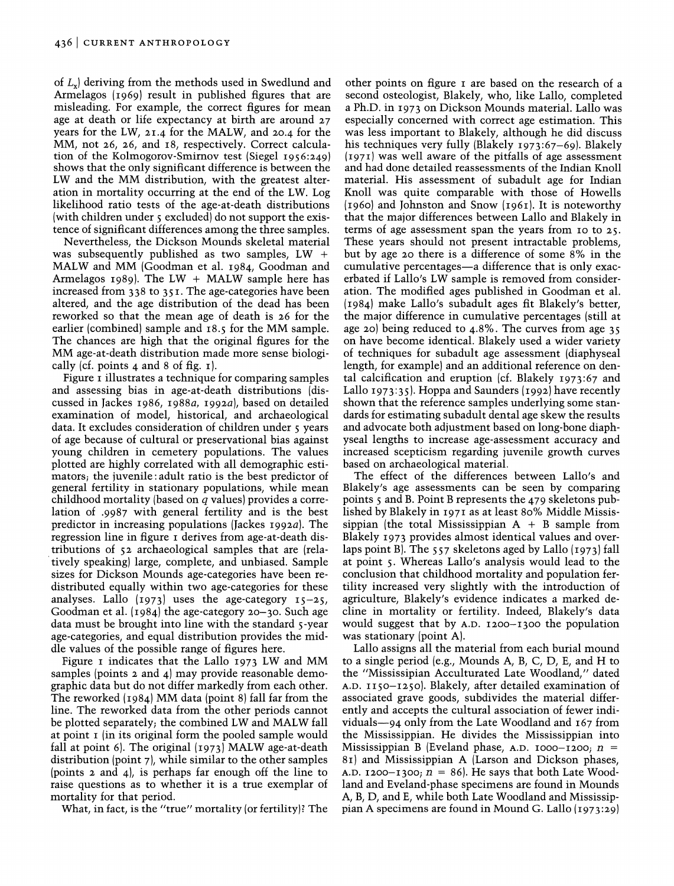of $L_x$) deriving from the methods used in Swedlund and Armelagos (1969) result in published figures that are misleading. For example, the correct figures for mean age at death or life expectancy at birth are around 27 years for the LW, 21.4 for the MALW, and 20.4 for the MM, not 26, 26, and 18, respectively. Correct calculation of the Kolmogorov-Smirnov test (Siegel 1956:249) shows that the only significant difference is between the LW and the MM distribution, with the greatest alteration in mortality occurring at the end of the LW. Log likelihood ratio tests of the age-at-death distributions (with children under 5 excluded) do not support the existence of significant differences among the three samples.

Nevertheless, the Dickson Mounds skeletal material was subsequently published as two samples, LW + MALW and MM (Goodman et al. 1984, Goodman and Armelagos 1989). The LW + MALW sample here has increased from 338 to 351. The age-categories have been altered, and the age distribution of the dead has been reworked so that the mean age of death is 26 for the earlier (combined) sample and 18.5 for the MM sample. The chances are high that the original figures for the MM age-at-death distribution made more sense biologically (cf. points 4 and 8 of fig. 1).

Figure 1 illustrates a technique for comparing samples and assessing bias in age-at-death distributions (discussed in Jackes 1986, 1988*a*, 1992*a*), based on detailed examination of model, historical, and archaeological data. It excludes consideration of children under 5 years of age because of cultural or preservational bias against young children in cemetery populations. The values plotted are highly correlated with all demographic estimators; the juvenile:adult ratio is the best predictor of general fertility in stationary populations, while mean childhood mortality (based on $q$ values) provides a correlation of .9987 with general fertility and is the best predictor in increasing populations (Jackes 1992*a*). The regression line in figure 1 derives from age-at-death distributions of 52 archaeological samples that are (relatively speaking) large, complete, and unbiased. Sample sizes for Dickson Mounds age-categories have been redistributed equally within two age-categories for these analyses. Lallo (1973) uses the age-category 15–25, Goodman et al. (1984) the age-category 20–30. Such age data must be brought into line with the standard 5-year age-categories, and equal distribution provides the middle values of the possible range of figures here.

Figure 1 indicates that the Lallo 1973 LW and MM samples (points 2 and 4) may provide reasonable demographic data but do not differ markedly from each other. The reworked (1984) MM data (point 8) fall far from the line. The reworked data from the other periods cannot be plotted separately; the combined LW and MALW fall at point 1 (in its original form the pooled sample would fall at point 6). The original (1973) MALW age-at-death distribution (point 7), while similar to the other samples (points 2 and 4), is perhaps far enough off the line to raise questions as to whether it is a true exemplar of mortality for that period.

What, in fact, is the "true" mortality (or fertility)? The other points on figure 1 are based on the research of a second osteologist, Blakely, who, like Lallo, completed a Ph.D. in 1973 on Dickson Mounds material. Lallo was especially concerned with correct age estimation. This was less important to Blakely, although he did discuss his techniques very fully (Blakely 1973:67–69). Blakely (1971) was well aware of the pitfalls of age assessment and had done detailed reassessments of the Indian Knoll material. His assessment of subadult age for Indian Knoll was quite comparable with those of Howells (1960) and Johnston and Snow (1961). It is noteworthy that the major differences between Lallo and Blakely in terms of age assessment span the years from 10 to 25. These years should not present intractable problems, but by age 20 there is a difference of some 8% in the cumulative percentages—a difference that is only exacerbated if Lallo's LW sample is removed from consideration. The modified ages published in Goodman et al. (1984) make Lallo's subadult ages fit Blakely's better, the major difference in cumulative percentages (still at age 20) being reduced to 4.8%. The curves from age 35 on have become identical. Blakely used a wider variety of techniques for subadult age assessment (diaphyseal length, for example) and an additional reference on dental calcification and eruption (cf. Blakely 1973:67 and Lallo 1973:35). Hoppa and Saunders (1992) have recently shown that the reference samples underlying some standards for estimating subadult dental age skew the results and advocate both adjustment based on long-bone diaphyseal lengths to increase age-assessment accuracy and increased scepticism regarding juvenile growth curves based on archaeological material.

The effect of the differences between Lallo's and Blakely's age assessments can be seen by comparing points 5 and B. Point B represents the 479 skeletons published by Blakely in 1971 as at least 80% Middle Mississippian (the total Mississippian A + B sample from Blakely 1973 provides almost identical values and overlaps point B). The 557 skeletons aged by Lallo (1973) fall at point 5. Whereas Lallo's analysis would lead to the conclusion that childhood mortality and population fertility increased very slightly with the introduction of agriculture, Blakely's evidence indicates a marked decline in mortality or fertility. Indeed, Blakely's data would suggest that by A.D. 1200–1300 the population was stationary (point A).

Lallo assigns all the material from each burial mound to a single period (e.g., Mounds A, B, C, D, E, and H to the "Mississipian Acculturated Late Woodland," dated A.D. 1150–1250). Blakely, after detailed examination of associated grave goods, subdivides the material differently and accepts the cultural association of fewer individuals—94 only from the Late Woodland and 167 from the Mississippian. He divides the Mississippian into Mississippian B (Eveland phase, A.D. 1000–1200; $n$ = 81) and Mississippian A (Larson and Dickson phases, A.D. 1200–1300; $n$ = 86). He says that both Late Woodland and Eveland-phase specimens are found in Mounds A, B, D, and E, while both Late Woodland and Mississippian A specimens are found in Mound G. Lallo (1973:29)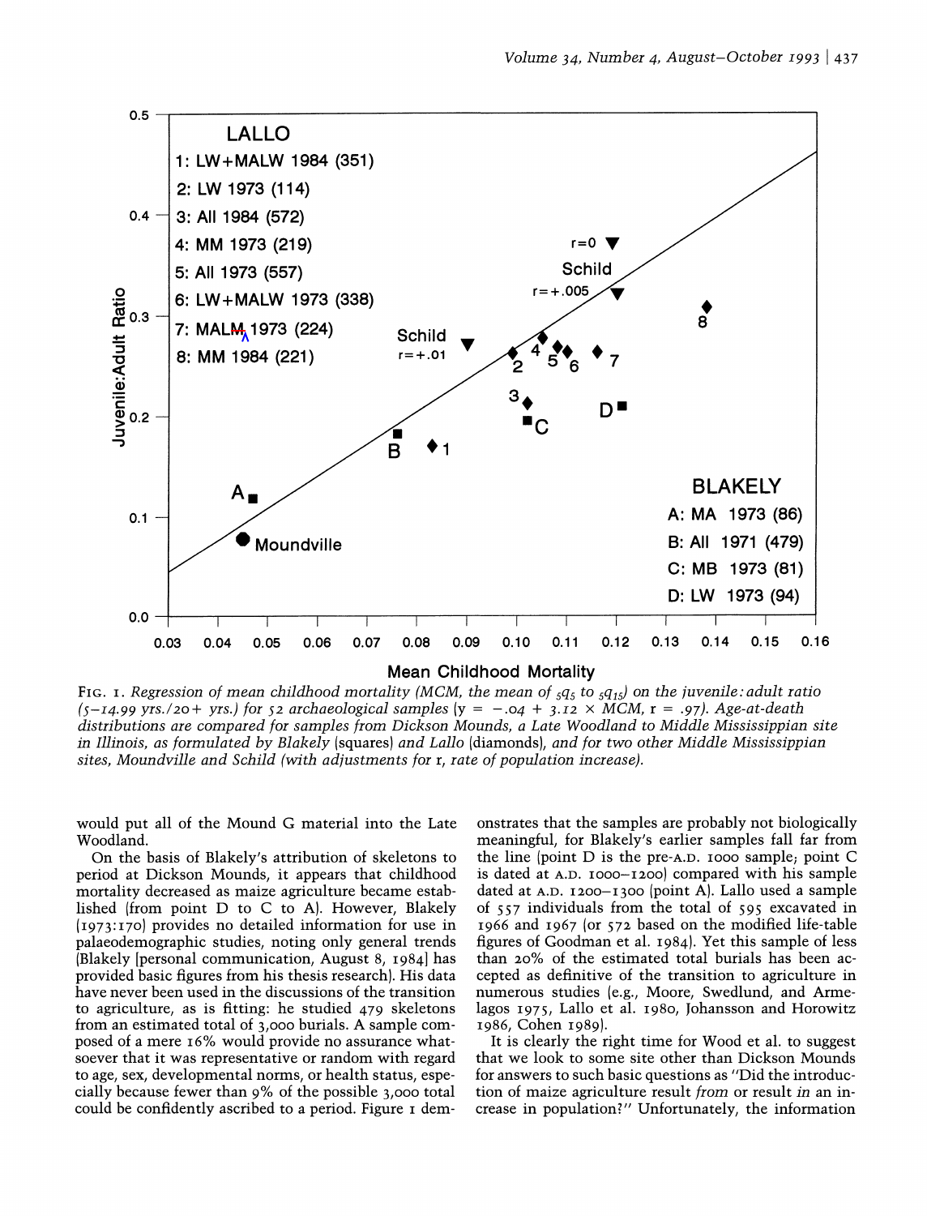FIG. 1. *Regression of mean childhood mortality (MCM, the mean of* $_5q_5$ *to* $_5q_{15}$*) on the juvenile: adult ratio (5–14.99 yrs./20+ yrs.) for 52 archaeological samples* ($y = -.04 + 3.12 \times MCM$, $r = .97$)*. Age-at-death distributions are compared for samples from Dickson Mounds, a Late Woodland to Middle Mississippian site in Illinois, as formulated by Blakely (squares) and Lallo (diamonds), and for two other Middle Mississippian sites, Moundville and Schild (with adjustments for r, rate of population increase).*

would put all of the Mound G material into the Late Woodland.

On the basis of Blakely's attribution of skeletons to period at Dickson Mounds, it appears that childhood mortality decreased as maize agriculture became established (from point D to C to A). However, Blakely (1973:170) provides no detailed information for use in palaeodemographic studies, noting only general trends (Blakely [personal communication, August 8, 1984] has provided basic figures from his thesis research). His data have never been used in the discussions of the transition to agriculture, as is fitting: he studied 479 skeletons from an estimated total of 3,000 burials. A sample composed of a mere 16% would provide no assurance whatsoever that it was representative or random with regard to age, sex, developmental norms, or health status, especially because fewer than 9% of the possible 3,000 total could be confidently ascribed to a period. Figure 1 demonstrates that the samples are probably not biologically meaningful, for Blakely's earlier samples fall far from the line (point D is the pre-A.D. 1000 sample; point C is dated at A.D. 1000–1200) compared with his sample dated at A.D. 1200–1300 (point A). Lallo used a sample of 557 individuals from the total of 595 excavated in 1966 and 1967 (or 572 based on the modified life-table figures of Goodman et al. 1984). Yet this sample of less than 20% of the estimated total burials has been accepted as definitive of the transition to agriculture in numerous studies (e.g., Moore, Swedlund, and Armelagos 1975, Lallo et al. 1980, Johansson and Horowitz 1986, Cohen 1989).

It is clearly the right time for Wood et al. to suggest that we look to some site other than Dickson Mounds for answers to such basic questions as "Did the introduction of maize agriculture result *from* or result *in* an increase in population?" Unfortunately, the information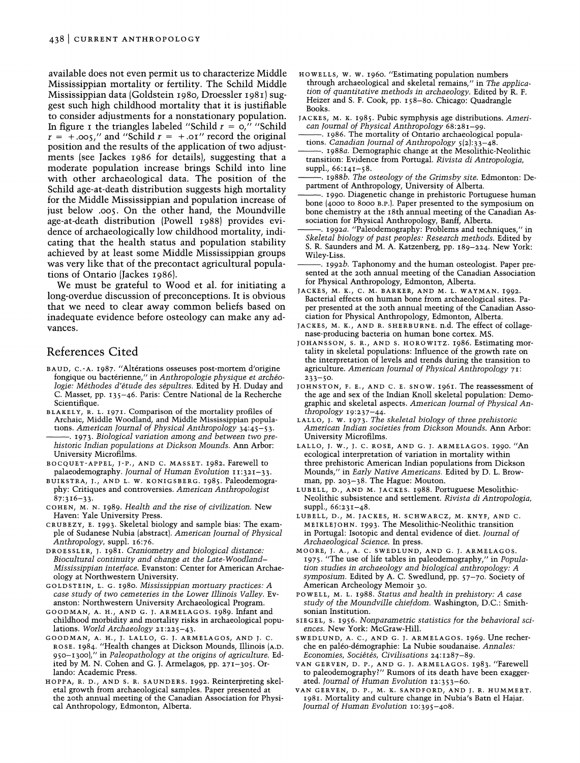available does not even permit us to characterize Middle Mississippian mortality or fertility. The Schild Middle Mississippian data (Goldstein 1980, Droessler 1981) suggest such high childhood mortality that it is justifiable to consider adjustments for a nonstationary population. In figure 1 the triangles labeled "Schild $r = 0$," "Schild $r = +.005$," and "Schild $r = +.01$" record the original position and the results of the application of two adjustments (see Jackes 1986 for details), suggesting that a moderate population increase brings Schild into line with other archaeological data. The position of the Schild age-at-death distribution suggests high mortality for the Middle Mississippian and population increase of just below .005. On the other hand, the Moundville age-at-death distribution (Powell 1988) provides evidence of archaeologically low childhood mortality, indicating that the health status and population stability achieved by at least some Middle Mississippian groups was very like that of the precontact agricultural populations of Ontario (Jackes 1986).

We must be grateful to Wood et al. for initiating a long-overdue discussion of preconceptions. It is obvious that we need to clear away common beliefs based on inadequate evidence before osteology can make any advances.

## References Cited

BAUD, C.-A. 1987. "Altérations osseuses post-mortem d'origine fongique ou bactérienne," in *Anthropologie physique et archéologie: Méthodes d'étude des sépultres.* Edited by H. Duday and C. Masset, pp. 135–46. Paris: Centre National de la Recherche Scientifique.

BLAKELY, R. L. 1971. Comparison of the mortality profiles of Archaic, Middle Woodland, and Middle Mississippian populations. *American Journal of Physical Anthropology* 34:45–53.

———. 1973. *Biological variation among and between two prehistoric Indian populations at Dickson Mounds.* Ann Arbor: University Microfilms.

BOCQUET-APPEL, J-P., AND C. MASSET. 1982. Farewell to palaeodemography. *Journal of Human Evolution* 11:321–33.

BUIKSTRA, J., AND L. W. KONIGSBERG. 1985. Paleodemography: Critiques and controversies. *American Anthropologist* 87:316–33.

COHEN, M. N. 1989. *Health and the rise of civilization.* New Haven: Yale University Press.

CRUBEZY, E. 1993. Skeletal biology and sample bias: The example of Sudanese Nubia (abstract). *American Journal of Physical Anthropology,* suppl. 16:76.

DROESSLER, J. 1981. *Craniometry and biological distance: Biocultural continuity and change at the Late-Woodland–Mississippian interface.* Evanston: Center for American Archaeology at Northwestern University.

GOLDSTEIN, L. G. 1980. *Mississippian mortuary practices: A case study of two cemeteries in the Lower Illinois Valley.* Evanston: Northwestern University Archaeological Program.

GOODMAN, A. H., AND G. J. ARMELAGOS. 1989. Infant and childhood morbidity and mortality risks in archaeological populations. *World Archaeology* 21:225–43.

GOODMAN, A. H., J. LALLO, G. J. ARMELAGOS, AND J. C. ROSE. 1984. "Health changes at Dickson Mounds, Illinois (A.D. 950–1300)," in *Paleopathology at the origins of agriculture.* Edited by M. N. Cohen and G. J. Armelagos, pp. 271–305. Orlando: Academic Press.

HOPPA, R. D., AND S. R. SAUNDERS. 1992. Reinterpreting skeletal growth from archaeological samples. Paper presented at the 20th annual meeting of the Canadian Association for Physical Anthropology, Edmonton, Alberta.

HOWELLS, W. W. 1960. "Estimating population numbers through archaeological and skeletal remains," in *The application of quantitative methods in archaeology.* Edited by R. F. Heizer and S. F. Cook, pp. 158–80. Chicago: Quadrangle Books.

JACKES, M. K. 1985. Pubic symphysis age distributions. *American Journal of Physical Anthropology* 68:281–99.

———. 1986. The mortality of Ontario archaeological populations. *Canadian Journal of Anthropology* 5(2):33–48.

———. 1988*a*. Demographic change at the Mesolithic-Neolithic transition: Evidence from Portugal. *Rivista di Antropologia,* suppl., 66:141–58.

———. 1988*b*. *The osteology of the Grimsby site.* Edmonton: Department of Anthropology, University of Alberta.

———. 1990. Diagenetic change in prehistoric Portuguese human bone (4000 to 8000 B.P.). Paper presented to the symposium on bone chemistry at the 18th annual meeting of the Canadian Association for Physical Anthropology, Banff, Alberta.

———. 1992*a*. "Paleodemography: Problems and techniques," in *Skeletal biology of past peoples: Research methods.* Edited by S. R. Saunders and M. A. Katzenberg, pp. 189–224. New York: Wiley-Liss.

———. 1992*b*. Taphonomy and the human osteologist. Paper presented at the 20th annual meeting of the Canadian Association for Physical Anthropology, Edmonton, Alberta.

JACKES, M. K., C. M. BARKER, AND M. L. WAYMAN. 1992. Bacterial effects on human bone from archaeological sites. Paper presented at the 20th annual meeting of the Canadian Association for Physical Anthropology, Edmonton, Alberta.

JACKES, M. K., AND R. SHERBURNE. n.d. The effect of collagenase-producing bacteria on human bone cortex. MS.

JOHANSSON, S. R., AND S. HOROWITZ. 1986. Estimating mortality in skeletal populations: Influence of the growth rate on the interpretation of levels and trends during the transition to agriculture. *American Journal of Physical Anthropology* 71:233–50.

JOHNSTON, F. E., AND C. E. SNOW. 1961. The reassessment of the age and sex of the Indian Knoll skeletal population: Demographic and skeletal aspects. *American Journal of Physical Anthropology* 19:237–44.

LALLO, J. W. 1973. *The skeletal biology of three prehistoric American Indian societies from Dickson Mounds.* Ann Arbor: University Microfilms.

LALLO, J. W., J. C. ROSE, AND G. J. ARMELAGOS. 1990. "An ecological interpretation of variation in mortality within three prehistoric American Indian populations from Dickson Mounds," in *Early Native Americans.* Edited by D. L. Browman, pp. 203–38. The Hague: Mouton.

LUBELL, D., AND M. JACKES. 1988. Portuguese Mesolithic-Neolithic subsistence and settlement. *Rivista di Antropologia,* suppl., 66:231–48.

LUBELL, D., M. JACKES, H. SCHWARCZ, M. KNYF, AND C. MEIKLEJOHN. 1993. The Mesolithic-Neolithic transition in Portugal: Isotopic and dental evidence of diet. *Journal of Archaeological Science.* In press.

MOORE, J. A., A. C. SWEDLUND, AND G. J. ARMELAGOS. 1975. "The use of life tables in paleodemography," in *Population studies in archaeology and biological anthropology: A symposium.* Edited by A. C. Swedlund, pp. 57–70. Society of American Archeology Memoir 30.

POWELL, M. L. 1988. *Status and health in prehistory: A case study of the Moundville chiefdom.* Washington, D.C.: Smithsonian Institution.

SIEGEL, S. 1956. *Nonparametric statistics for the behavioral sciences.* New York: McGraw-Hill.

SWEDLUND, A. C., AND G. J. ARMELAGOS. 1969. Une recherche en paléo-démographie: La Nubie soudanaise. *Annales: Economies, Sociétés, Civilisations* 24:1287–89.

VAN GERVEN, D. P., AND G. J. ARMELAGOS. 1983. "Farewell to paleodemography?" Rumors of its death have been exaggerated. *Journal of Human Evolution* 12:353–60.

VAN GERVEN, D. P., M. K. SANDFORD, AND J. R. HUMMERT. 1981. Mortality and culture change in Nubia's Batn el Hajar. *Journal of Human Evolution* 10:395–408.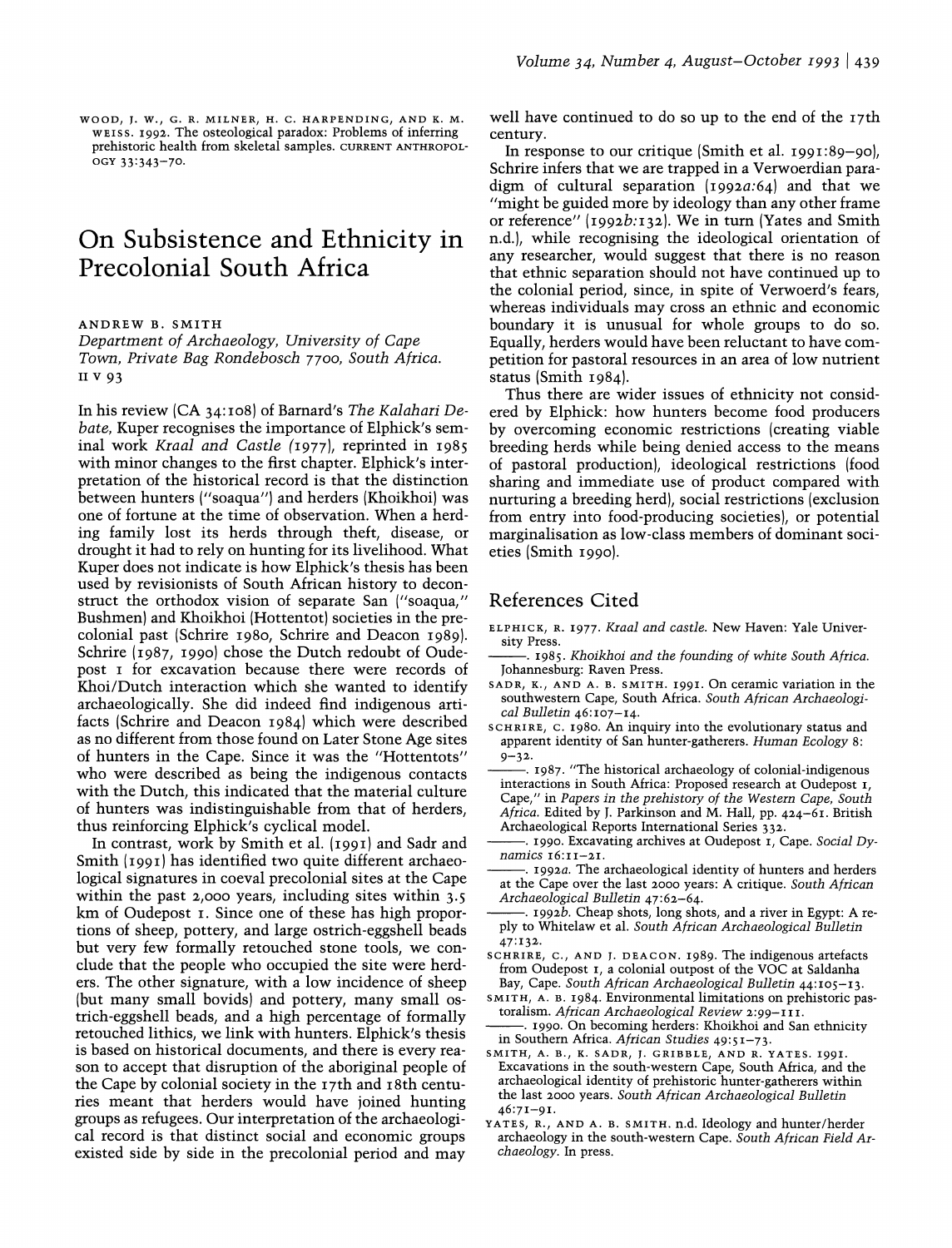WOOD, J. W., G. R. MILNER, H. C. HARPENDING, AND K. M. WEISS. 1992. The osteological paradox: Problems of inferring prehistoric health from skeletal samples. CURRENT ANTHROPOLOGY 33:343–70.

# On Subsistence and Ethnicity in Precolonial South Africa

ANDREW B. SMITH
*Department of Archaeology, University of Cape Town, Private Bag Rondebosch 7700, South Africa.*
II V 93

In his review (CA 34:108) of Barnard's *The Kalahari Debate*, Kuper recognises the importance of Elphick's seminal work *Kraal and Castle* (1977), reprinted in 1985 with minor changes to the first chapter. Elphick's interpretation of the historical record is that the distinction between hunters ("soaqua") and herders (Khoikhoi) was one of fortune at the time of observation. When a herding family lost its herds through theft, disease, or drought it had to rely on hunting for its livelihood. What Kuper does not indicate is how Elphick's thesis has been used by revisionists of South African history to deconstruct the orthodox vision of separate San ("soaqua," Bushmen) and Khoikhoi (Hottentot) societies in the precolonial past (Schrire 1980, Schrire and Deacon 1989). Schrire (1987, 1990) chose the Dutch redoubt of Oudepost I for excavation because there were records of Khoi/Dutch interaction which she wanted to identify archaeologically. She did indeed find indigenous artifacts (Schrire and Deacon 1984) which were described as no different from those found on Later Stone Age sites of hunters in the Cape. Since it was the "Hottentots" who were described as being the indigenous contacts with the Dutch, this indicated that the material culture of hunters was indistinguishable from that of herders, thus reinforcing Elphick's cyclical model.

In contrast, work by Smith et al. (1991) and Sadr and Smith (1991) has identified two quite different archaeological signatures in coeval precolonial sites at the Cape within the past 2,000 years, including sites within 3.5 km of Oudepost I. Since one of these has high proportions of sheep, pottery, and large ostrich-eggshell beads but very few formally retouched stone tools, we conclude that the people who occupied the site were herders. The other signature, with a low incidence of sheep (but many small bovids) and pottery, many small ostrich-eggshell beads, and a high percentage of formally retouched lithics, we link with hunters. Elphick's thesis is based on historical documents, and there is every reason to accept that disruption of the aboriginal people of the Cape by colonial society in the 17th and 18th centuries meant that herders would have joined hunting groups as refugees. Our interpretation of the archaeological record is that distinct social and economic groups existed side by side in the precolonial period and may well have continued to do so up to the end of the 17th century.

In response to our critique (Smith et al. 1991:89–90), Schrire infers that we are trapped in a Verwoerdian paradigm of cultural separation (1992*a*:64) and that we "might be guided more by ideology than any other frame or reference" (1992*b*:132). We in turn (Yates and Smith n.d.), while recognising the ideological orientation of any researcher, would suggest that there is no reason that ethnic separation should not have continued up to the colonial period, since, in spite of Verwoerd's fears, whereas individuals may cross an ethnic and economic boundary it is unusual for whole groups to do so. Equally, herders would have been reluctant to have competition for pastoral resources in an area of low nutrient status (Smith 1984).

Thus there are wider issues of ethnicity not considered by Elphick: how hunters become food producers by overcoming economic restrictions (creating viable breeding herds while being denied access to the means of pastoral production), ideological restrictions (food sharing and immediate use of product compared with nurturing a breeding herd), social restrictions (exclusion from entry into food-producing societies), or potential marginalisation as low-class members of dominant societies (Smith 1990).

## References Cited

ELPHICK, R. 1977. *Kraal and castle*. New Haven: Yale University Press.

———. 1985. *Khoikhoi and the founding of white South Africa*. Johannesburg: Raven Press.

SADR, K., AND A. B. SMITH. 1991. On ceramic variation in the southwestern Cape, South Africa. *South African Archaeological Bulletin* 46:107–14.

SCHRIRE, C. 1980. An inquiry into the evolutionary status and apparent identity of San hunter-gatherers. *Human Ecology* 8:9–32.

———. 1987. "The historical archaeology of colonial-indigenous interactions in South Africa: Proposed research at Oudepost I, Cape," in *Papers in the prehistory of the Western Cape, South Africa*. Edited by J. Parkinson and M. Hall, pp. 424–61. British Archaeological Reports International Series 332.

———. 1990. Excavating archives at Oudepost I, Cape. *Social Dynamics* 16:11–21.

———. 1992*a*. The archaeological identity of hunters and herders at the Cape over the last 2000 years: A critique. *South African Archaeological Bulletin* 47:62–64.

———. 1992*b*. Cheap shots, long shots, and a river in Egypt: A reply to Whitelaw et al. *South African Archaeological Bulletin* 47:132.

SCHRIRE, C., AND J. DEACON. 1989. The indigenous artefacts from Oudepost I, a colonial outpost of the VOC at Saldanha Bay, Cape. *South African Archaeological Bulletin* 44:105–13.

SMITH, A. B. 1984. Environmental limitations on prehistoric pastoralism. *African Archaeological Review* 2:99–111.

———. 1990. On becoming herders: Khoikhoi and San ethnicity in Southern Africa. *African Studies* 49:51–73.

SMITH, A. B., K. SADR, J. GRIBBLE, AND R. YATES. 1991. Excavations in the south-western Cape, South Africa, and the archaeological identity of prehistoric hunter-gatherers within the last 2000 years. *South African Archaeological Bulletin* 46:71–91.

YATES, R., AND A. B. SMITH. n.d. Ideology and hunter/herder archaeology in the south-western Cape. *South African Field Archaeology*. In press.